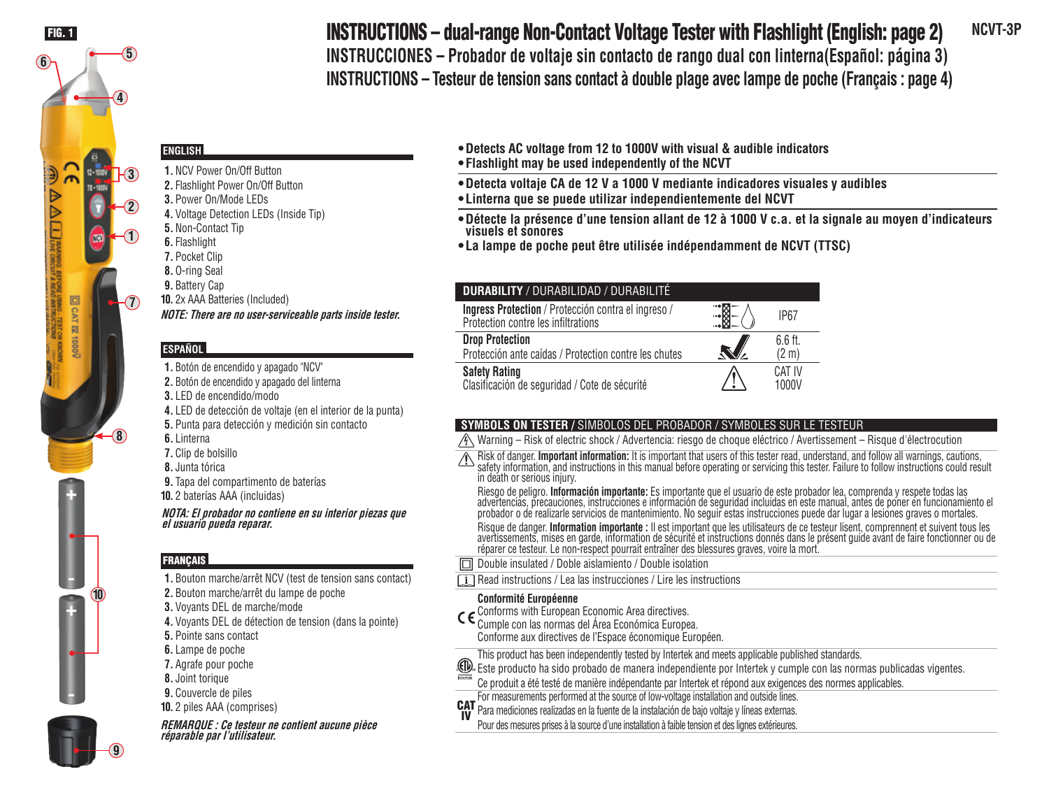FIG. 1

# INSTRUCTIONS – dual-range Non-Contact Voltage Tester with Flashlight (English: page 2)

NCVT-3P

## INSTRUCCIONES – Probador de voltaje sin contacto de rango dual con linterna(Español: página 3)

## INSTRUCTIONS – Testeur de tension sans contact à double plage avec lampe de poche (Français : page 4)

### ENGLISH

1. NCV Power On/Off Button
2. Flashlight Power On/Off Button
3. Power On/Mode LEDs
4. Voltage Detection LEDs (Inside Tip)
5. Non-Contact Tip
6. Flashlight
7. Pocket Clip
8. O-ring Seal
9. Battery Cap
10. 2x AAA Batteries (Included)

***NOTE: There are no user-serviceable parts inside tester.***

### ESPAÑOL

1. Botón de encendido y apagado "NCV"
2. Botón de encendido y apagado del linterna
3. LED de encendido/modo
4. LED de detección de voltaje (en el interior de la punta)
5. Punta para detección y medición sin contacto
6. Linterna
7. Clip de bolsillo
8. Junta tórica
9. Tapa del compartimento de baterías
10. 2 baterías AAA (incluidas)

***NOTA: El probador no contiene en su interior piezas que el usuario pueda reparar.***

### FRANÇAIS

1. Bouton marche/arrêt NCV (test de tension sans contact)
2. Bouton marche/arrêt du lampe de poche
3. Voyants DEL de marche/mode
4. Voyants DEL de détection de tension (dans la pointe)
5. Pointe sans contact
6. Lampe de poche
7. Agrafe pour poche
8. Joint torique
9. Couvercle de piles
10. 2 piles AAA (comprises)

***REMARQUE : Ce testeur ne contient aucune pièce réparable par l'utilisateur.***

- **Detects AC voltage from 12 to 1000V with visual & audible indicators**
- **Flashlight may be used independently of the NCVT**

- **Detecta voltaje CA de 12 V a 1000 V mediante indicadores visuales y audibles**
- **Linterna que se puede utilizar independientemente del NCVT**

- **Détecte la présence d'une tension allant de 12 à 1000 V c.a. et la signale au moyen d'indicateurs visuels et sonores**
- **La lampe de poche peut être utilisée indépendamment de NCVT (TTSC)**

| **DURABILITY** / DURABILIDAD / DURABILITÉ | |
|---|---|
| **Ingress Protection** / Protección contra el ingreso / Protection contre les infiltrations | IP67 |
| **Drop Protection** Protección ante caídas / Protection contre les chutes | 6.6 ft. (2 m) |
| **Safety Rating** Clasificación de seguridad / Cote de sécurité | CAT IV 1000V |

### SYMBOLS ON TESTER / SÍMBOLOS DEL PROBADOR / SYMBOLES SUR LE TESTEUR

Warning – Risk of electric shock / Advertencia: riesgo de choque eléctrico / Avertissement – Risque d'électrocution

Risk of danger. **Important information:** It is important that users of this tester read, understand, and follow all warnings, cautions, safety information, and instructions in this manual before operating or servicing this tester. Failure to follow instructions could result in death or serious injury.

Riesgo de peligro. **Información importante:** Es importante que el usuario de este probador lea, comprenda y respete todas las advertencias, precauciones, instrucciones e información de seguridad incluidas en este manual, antes de poner en funcionamiento el probador o de realizarle servicios de mantenimiento. No seguir estas instrucciones puede dar lugar a lesiones graves o mortales.

Risque de danger. **Information importante :** Il est important que les utilisateurs de ce testeur lisent, comprennent et suivent tous les avertissements, mises en garde, information de sécurité et instructions donnés dans le présent guide avant de faire fonctionner ou de réparer ce testeur. Le non-respect pourrait entraîner des blessures graves, voire la mort.

Double insulated / Doble aislamiento / Double isolation

Read instructions / Lea las instrucciones / Lire les instructions

**Conformité Européenne**
Conforms with European Economic Area directives.
Cumple con las normas del Área Económica Europea.
Conforme aux directives de l'Espace économique Européen.

This product has been independently tested by Intertek and meets applicable published standards.
Este producto ha sido probado de manera independiente por Intertek y cumple con las normas publicadas vigentes.
Ce produit a été testé de manière indépendante par Intertek et répond aux exigences des normes applicables.

**CAT IV** For measurements performed at the source of low-voltage installation and outside lines.
Para mediciones realizadas en la fuente de la instalación de bajo voltaje y líneas externas.
Pour des mesures prises à la source d'une installation à faible tension et des lignes extérieures.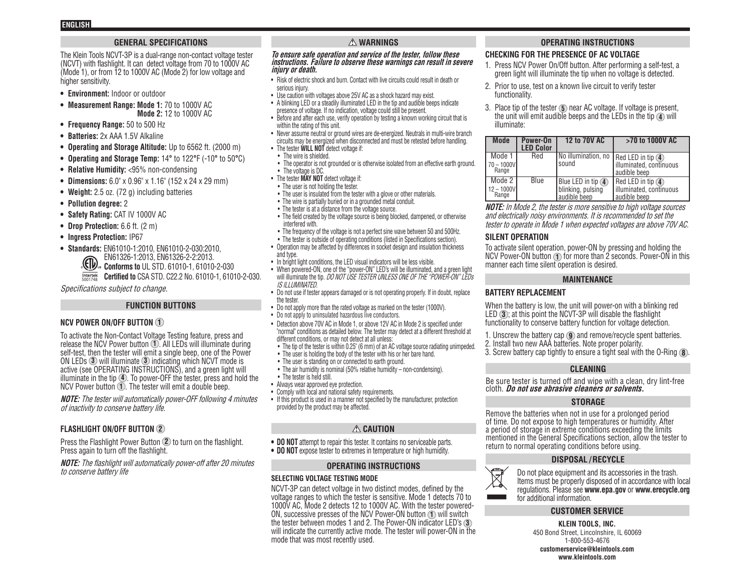ENGLISH

## GENERAL SPECIFICATIONS

The Klein Tools NCVT-3P is a dual-range non-contact voltage tester (NCVT) with flashlight. It can detect voltage from 70 to 1000V AC (Mode 1), or from 12 to 1000V AC (Mode 2) for low voltage and higher sensitivity.

- **Environment:** Indoor or outdoor
- **Measurement Range: Mode 1:** 70 to 1000V AC
  **Mode 2:** 12 to 1000V AC
- **Frequency Range:** 50 to 500 Hz
- **Batteries:** 2x AAA 1.5V Alkaline
- **Operating and Storage Altitude:** Up to 6562 ft. (2000 m)
- **Operating and Storage Temp:** 14° to 122°F (-10° to 50°C)
- **Relative Humidity:** <95% non-condensing
- **Dimensions:** 6.0" x 0.96" x 1.16" (152 x 24 x 29 mm)
- **Weight:** 2.5 oz. (72 g) including batteries
- **Pollution degree:** 2
- **Safety Rating:** CAT IV 1000V AC
- **Drop Protection:** 6.6 ft. (2 m)
- **Ingress Protection:** IP67
- **Standards:** EN61010-1:2010, EN61010-2-030:2010, EN61326-1:2013, EN61326-2-2:2013.
  **Conforms to** UL STD. 61010-1, 61010-2-030
  Intertek 5001748 **Certified to** CSA STD. C22.2 No. 61010-1, 61010-2-030.

*Specifications subject to change.*

## FUNCTION BUTTONS

### NCV POWER ON/OFF BUTTON ①

To activate the Non-Contact Voltage Testing feature, press and release the NCV Power button ①. All LEDs will illuminate during self-test, then the tester will emit a single beep, one of the Power ON LEDs ③ will illuminate ③ indicating which NCVT mode is active (see OPERATING INSTRUCTIONS), and a green light will illuminate in the tip ④. To power-OFF the tester, press and hold the NCV Power button ①. The tester will emit a double beep.

***NOTE:*** *The tester will automatically power-OFF following 4 minutes of inactivity to conserve battery life.*

### FLASHLIGHT ON/OFF BUTTON ②

Press the Flashlight Power Button ② to turn on the flashlight. Press again to turn off the flashlight.

***NOTE:*** *The flashlight will automatically power-off after 20 minutes to conserve battery life*

## ⚠ WARNINGS

***To ensure safe operation and service of the tester, follow these instructions. Failure to observe these warnings can result in severe injury or death.***

- Risk of electric shock and burn. Contact with live circuits could result in death or serious injury.
- Use caution with voltages above 25V AC as a shock hazard may exist.
- A blinking LED or a steadily illuminated LED in the tip and audible beeps indicate presence of voltage. If no indication, voltage could still be present.
- Before and after each use, verify operation by testing a known working circuit that is within the rating of this unit.
- Never assume neutral or ground wires are de-energized. Neutrals in multi-wire branch circuits may be energized when disconnected and must be retested before handling.
- The tester **WILL NOT** detect voltage if:
  - The wire is shielded.
  - The operator is not grounded or is otherwise isolated from an effective earth ground.
  - The voltage is DC.
- The tester **MAY NOT** detect voltage if:
  - The user is not holding the tester.
  - The user is insulated from the tester with a glove or other materials.
  - The wire is partially buried or in a grounded metal conduit.
  - The tester is at a distance from the voltage source.
  - The field created by the voltage source is being blocked, dampened, or otherwise interfered with.
  - The frequency of the voltage is not a perfect sine wave between 50 and 500Hz.
  - The tester is outside of operating conditions (listed in Specifications section).
- Operation may be affected by differences in socket design and insulation thickness and type.
- In bright light conditions, the LED visual indicators will be less visible.
- When powered-ON, one of the "power-ON" LED's will be illuminated, and a green light will illuminate the tip. *DO NOT USE TESTER UNLESS ONE OF THE "POWER-ON" LEDs IS ILLUMINATED.*
- Do not use if tester appears damaged or is not operating properly. If in doubt, replace the tester.
- Do not apply more than the rated voltage as marked on the tester (1000V).
- Do not apply to uninsulated hazardous live conductors.
- Detection above 70V AC in Mode 1, or above 12V AC in Mode 2 is specified under "normal" conditions as detailed below. The tester may detect at a different threshold at different conditions, or may not detect at all unless:
  - The tip of the tester is within 0.25" (6 mm) of an AC voltage source radiating unimpeded.
  - The user is holding the body of the tester with his or her bare hand.
  - The user is standing on or connected to earth ground.
  - The air humidity is nominal (50% relative humidity – non-condensing).
  - The tester is held still.
- Always wear approved eye protection.
- Comply with local and national safety requirements.
- If this product is used in a manner not specified by the manufacturer, protection provided by the product may be affected.

## ⚠ CAUTION

- **DO NOT** attempt to repair this tester. It contains no serviceable parts.
- **DO NOT** expose tester to extremes in temperature or high humidity.

## OPERATING INSTRUCTIONS

### SELECTING VOLTAGE TESTING MODE

NCVT-3P can detect voltage in two distinct modes, defined by the voltage ranges to which the tester is sensitive. Mode 1 detects 70 to 1000V AC, Mode 2 detects 12 to 1000V AC. With the tester powered-ON, successive presses of the NCV Power-ON button ① will switch the tester between modes 1 and 2. The Power-ON indicator LED's ③ will indicate the currently active mode. The tester will power-ON in the mode that was most recently used.

## OPERATING INSTRUCTIONS

### CHECKING FOR THE PRESENCE OF AC VOLTAGE

1. Press NCV Power On/Off button. After performing a self-test, a green light will illuminate the tip when no voltage is detected.
2. Prior to use, test on a known live circuit to verify tester functionality.
3. Place tip of the tester ⑤ near AC voltage. If voltage is present, the unit will emit audible beeps and the LEDs in the tip ④ will illuminate:

| Mode | Power-On LED Color | 12 to 70V AC | >70 to 1000V AC |
|---|---|---|---|
| Mode 1 70 – 1000V Range | Red | No illumination, no sound | Red LED in tip ④ illuminated, continuous audible beep |
| Mode 2 12 – 1000V Range | Blue | Blue LED in tip ④ blinking, pulsing audible beep | Red LED in tip ④ illuminated, continuous audible beep |

***NOTE:*** *In Mode 2, the tester is more sensitive to high voltage sources and electrically noisy environments. It is recommended to set the tester to operate in Mode 1 when expected voltages are above 70V AC.*

### SILENT OPERATION

To activate silent operation, power-ON by pressing and holding the NCV Power-ON button ① for more than 2 seconds. Power-ON in this manner each time silent operation is desired.

## MAINTENANCE

### BATTERY REPLACEMENT

When the battery is low, the unit will power-on with a blinking red LED ③; at this point the NCVT-3P will disable the flashlight functionality to conserve battery function for voltage detection.

1. Unscrew the battery cap ⑨ and remove/recycle spent batteries.
2. Install two new AAA batteries. Note proper polarity.
3. Screw battery cap tightly to ensure a tight seal with the O-Ring ⑧.

## CLEANING

Be sure tester is turned off and wipe with a clean, dry lint-free cloth. ***Do not use abrasive cleaners or solvents.***

## STORAGE

Remove the batteries when not in use for a prolonged period of time. Do not expose to high temperatures or humidity. After a period of storage in extreme conditions exceeding the limits mentioned in the General Specifications section, allow the tester to return to normal operating conditions before using.

## DISPOSAL / RECYCLE

Do not place equipment and its accessories in the trash. Items must be properly disposed of in accordance with local regulations. Please see **www.epa.gov** or **www.erecycle.org** for additional information.

## CUSTOMER SERVICE

**KLEIN TOOLS, INC.**
450 Bond Street, Lincolnshire, IL 60069
1-800-553-4676
**customerservice@kleintools.com**
**www.kleintools.com**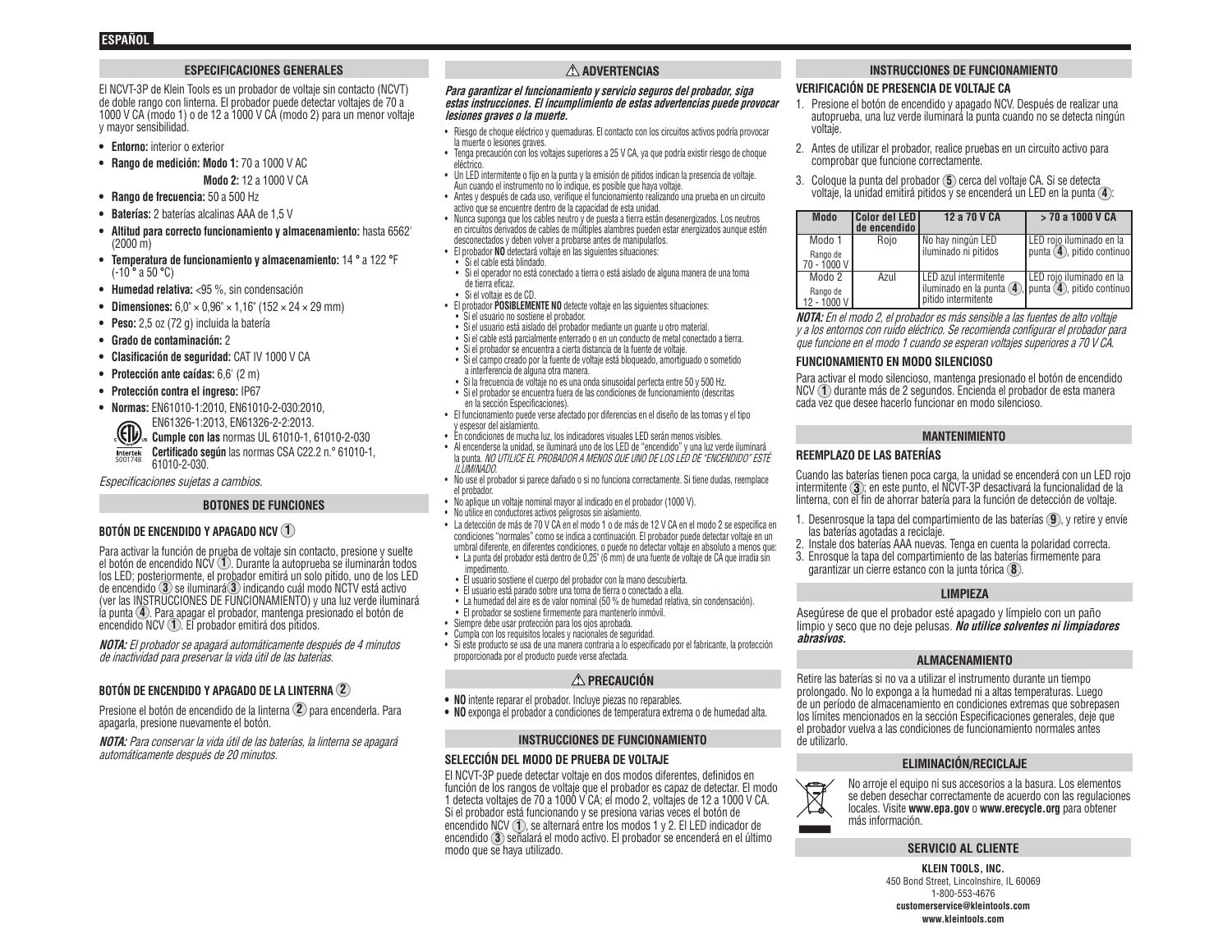## ESPECIFICACIONES GENERALES

El NCVT-3P de Klein Tools es un probador de voltaje sin contacto (NCVT) de doble rango con linterna. El probador puede detectar voltajes de 70 a 1000 V CA (modo 1) o de 12 a 1000 V CA (modo 2) para un menor voltaje y mayor sensibilidad.

- **Entorno:** interior o exterior
- **Rango de medición: Modo 1:** 70 a 1000 V AC
  **Modo 2:** 12 a 1000 V CA
- **Rango de frecuencia:** 50 a 500 Hz
- **Baterías:** 2 baterías alcalinas AAA de 1,5 V
- **Altitud para correcto funcionamiento y almacenamiento:** hasta 6562' (2000 m)
- **Temperatura de funcionamiento y almacenamiento:** 14 ° a 122 °F (-10 ° a 50 °C)
- **Humedad relativa:** <95 %, sin condensación
- **Dimensiones:** 6,0" × 0,96" × 1,16" (152 × 24 × 29 mm)
- **Peso:** 2,5 oz (72 g) incluida la batería
- **Grado de contaminación:** 2
- **Clasificación de seguridad:** CAT IV 1000 V CA
- **Protección ante caídas:** 6,6' (2 m)
- **Protección contra el ingreso:** IP67
- **Normas:** EN61010-1:2010, EN61010-2-030:2010, EN61326-1:2013, EN61326-2-2:2013.
  **Cumple con las** normas UL 61010-1, 61010-2-030
  **Certificado según** las normas CSA C22.2 n.° 61010-1, 61010-2-030.

*Especificaciones sujetas a cambios.*

## BOTONES DE FUNCIONES

### BOTÓN DE ENCENDIDO Y APAGADO NCV (1)

Para activar la función de prueba de voltaje sin contacto, presione y suelte el botón de encendido NCV (1). Durante la autoprueba se iluminarán todos los LED; posteriormente, el probador emitirá un solo pitido, uno de los LED de encendido (3) se iluminará(3) indicando cuál modo NCTV está activo (ver las INSTRUCCIONES DE FUNCIONAMIENTO) y una luz verde iluminará la punta (4). Para apagar el probador, mantenga presionado el botón de encendido NCV (1). El probador emitirá dos pitidos.

***NOTA:*** *El probador se apagará automáticamente después de 4 minutos de inactividad para preservar la vida útil de las baterías.*

### BOTÓN DE ENCENDIDO Y APAGADO DE LA LINTERNA (2)

Presione el botón de encendido de la linterna (2) para encenderla. Para apagarla, presione nuevamente el botón.

***NOTA:*** *Para conservar la vida útil de las baterías, la linterna se apagará automáticamente después de 20 minutos.*

## ⚠ ADVERTENCIAS

***Para garantizar el funcionamiento y servicio seguros del probador, siga estas instrucciones. El incumplimiento de estas advertencias puede provocar lesiones graves o la muerte.***

- Riesgo de choque eléctrico y quemaduras. El contacto con los circuitos activos podría provocar la muerte o lesiones graves.
- Tenga precaución con los voltajes superiores a 25 V CA, ya que podría existir riesgo de choque eléctrico.
- Un LED intermitente o fijo en la punta y la emisión de pitidos indican la presencia de voltaje. Aun cuando el instrumento no lo indique, es posible que haya voltaje.
- Antes y después de cada uso, verifique el funcionamiento realizando una prueba en un circuito activo que se encuentre dentro de la capacidad de esta unidad.
- Nunca suponga que los cables neutro y de puesta a tierra están desenergizados. Los neutros en circuitos derivados de cables de múltiples alambres pueden estar energizados aunque estén desconectados y deben volver a probarse antes de manipularlos.
- El probador **NO** detectará voltaje en las siguientes situaciones:
  - Si el cable está blindado.
  - Si el operador no está conectado a tierra o está aislado de alguna manera de una toma de tierra eficaz.
  - Si el voltaje es de CD.
- El probador **POSIBLEMENTE NO** detecte voltaje en las siguientes situaciones:
  - Si el usuario no sostiene el probador.
  - Si el usuario está aislado del probador mediante un guante u otro material.
  - Si el cable está parcialmente enterrado o en un conducto de metal conectado a tierra.
  - Si el probador se encuentra a cierta distancia de la fuente de voltaje.
  - Si el campo creado por la fuente de voltaje está bloqueado, amortiguado o sometido a interferencia de alguna otra manera.
  - Si la frecuencia de voltaje no es una onda sinusoidal perfecta entre 50 y 500 Hz.
  - Si el probador se encuentra fuera de las condiciones de funcionamiento (descritas en la sección Especificaciones).
- El funcionamiento puede verse afectado por diferencias en el diseño de las tomas y el tipo y espesor del aislamiento.
- En condiciones de mucha luz, los indicadores visuales LED serán menos visibles.
- Al encenderse la unidad, se iluminará uno de los LED de "encendido" y una luz verde iluminará la punta. *NO UTILICE EL PROBADOR A MENOS QUE UNO DE LOS LED DE "ENCENDIDO" ESTÉ ILUMINADO.*
- No use el probador si parece dañado o si no funciona correctamente. Si tiene dudas, reemplace el probador.
- No aplique un voltaje nominal mayor al indicado en el probador (1000 V).
- No utilice en conductores activos peligrosos sin aislamiento.
- La detección de más de 70 V CA en el modo 1 o de más de 12 V CA en el modo 2 se especifica en condiciones "normales" como se indica a continuación. El probador puede detectar voltaje en un umbral diferente, en diferentes condiciones, o puede no detectar voltaje en absoluto a menos que:
  - La punta del probador está dentro de 0,25" (6 mm) de una fuente de voltaje de CA que irradia sin impedimento.
  - El usuario sostiene el cuerpo del probador con la mano descubierta.
  - El usuario está parado sobre una toma de tierra o conectado a ella.
  - La humedad del aire es de valor nominal (50 % de humedad relativa, sin condensación).
  - El probador se sostiene firmemente para mantenerlo inmóvil.
- Siempre debe usar protección para los ojos aprobada.
- Cumpla con los requisitos locales y nacionales de seguridad.
- Si este producto se usa de una manera contraria a lo especificado por el fabricante, la protección proporcionada por el producto puede verse afectada.

## ⚠ PRECAUCIÓN

- **NO** intente reparar el probador. Incluye piezas no reparables.
- **NO** exponga el probador a condiciones de temperatura extrema o de humedad alta.

## INSTRUCCIONES DE FUNCIONAMIENTO

### SELECCIÓN DEL MODO DE PRUEBA DE VOLTAJE

El NCVT-3P puede detectar voltaje en dos modos diferentes, definidos en función de los rangos de voltaje que el probador es capaz de detectar. El modo 1 detecta voltajes de 70 a 1000 V CA; el modo 2, voltajes de 12 a 1000 V CA. Si el probador está funcionando y se presiona varias veces el botón de encendido NCV (1), se alternará entre los modos 1 y 2. El LED indicador de encendido (3) señalará el modo activo. El probador se encenderá en el último modo que se haya utilizado.

## INSTRUCCIONES DE FUNCIONAMIENTO

### VERIFICACIÓN DE PRESENCIA DE VOLTAJE CA

1. Presione el botón de encendido y apagado NCV. Después de realizar una autoprueba, una luz verde iluminará la punta cuando no se detecta ningún voltaje.
2. Antes de utilizar el probador, realice pruebas en un circuito activo para comprobar que funcione correctamente.
3. Coloque la punta del probador (5) cerca del voltaje CA. Si se detecta voltaje, la unidad emitirá pitidos y se encenderá un LED en la punta (4):

| Modo | Color del LED de encendido | 12 a 70 V CA | > 70 a 1000 V CA |
|---|---|---|---|
| Modo 1<br>Rango de 70 - 1000 V | Rojo | No hay ningún LED iluminado ni pitidos | LED rojo iluminado en la punta (4), pitido continuo |
| Modo 2<br>Rango de 12 - 1000 V | Azul | LED azul intermitente iluminado en la punta (4), pitido intermitente | LED rojo iluminado en la punta (4), pitido continuo |

***NOTA:*** *En el modo 2, el probador es más sensible a las fuentes de alto voltaje y a los entornos con ruido eléctrico. Se recomienda configurar el probador para que funcione en el modo 1 cuando se esperan voltajes superiores a 70 V CA.*

### FUNCIONAMIENTO EN MODO SILENCIOSO

Para activar el modo silencioso, mantenga presionado el botón de encendido NCV (1) durante más de 2 segundos. Encienda el probador de esta manera cada vez que desee hacerlo funcionar en modo silencioso.

## MANTENIMIENTO

### REEMPLAZO DE LAS BATERÍAS

Cuando las baterías tienen poca carga, la unidad se encenderá con un LED rojo intermitente (3); en este punto, el NCVT-3P desactivará la funcionalidad de la linterna, con el fin de ahorrar batería para la función de detección de voltaje.

1. Desenrosque la tapa del compartimiento de las baterías (9), y retire y envíe las baterías agotadas a reciclaje.
2. Instale dos baterías AAA nuevas. Tenga en cuenta la polaridad correcta.
3. Enrosque la tapa del compartimiento de las baterías firmemente para garantizar un cierre estanco con la junta tórica (8).

## LIMPIEZA

Asegúrese de que el probador esté apagado y límpielo con un paño limpio y seco que no deje pelusas. ***No utilice solventes ni limpiadores abrasivos.***

## ALMACENAMIENTO

Retire las baterías si no va a utilizar el instrumento durante un tiempo prolongado. No lo exponga a la humedad ni a altas temperaturas. Luego de un período de almacenamiento en condiciones extremas que sobrepasen los límites mencionados en la sección Especificaciones generales, deje que el probador vuelva a las condiciones de funcionamiento normales antes de utilizarlo.

## ELIMINACIÓN/RECICLAJE

No arroje el equipo ni sus accesorios a la basura. Los elementos se deben desechar correctamente de acuerdo con las regulaciones locales. Visite **www.epa.gov** o **www.erecycle.org** para obtener más información.

## SERVICIO AL CLIENTE

**KLEIN TOOLS, INC.**
450 Bond Street, Lincolnshire, IL 60069
1-800-553-4676
**customerservice@kleintools.com**
**www.kleintools.com**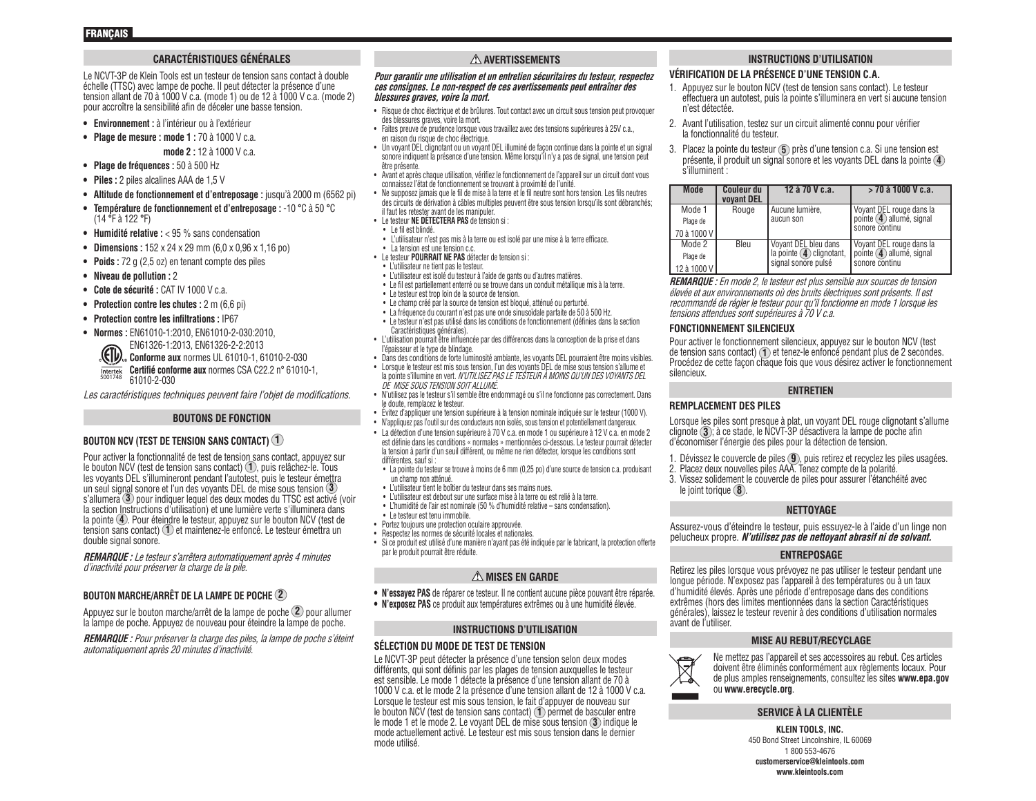FRANÇAIS

## CARACTÉRISTIQUES GÉNÉRALES

Le NCVT-3P de Klein Tools est un testeur de tension sans contact à double échelle (TTSC) avec lampe de poche. Il peut détecter la présence d'une tension allant de 70 à 1000 V c.a. (mode 1) ou de 12 à 1000 V c.a. (mode 2) pour accroître la sensibilité afin de déceler une basse tension.

- **Environnement :** à l'intérieur ou à l'extérieur
- **Plage de mesure : mode 1 :** 70 à 1000 V c.a.
  **mode 2 :** 12 à 1000 V c.a.
- **Plage de fréquences :** 50 à 500 Hz
- **Piles :** 2 piles alcalines AAA de 1,5 V
- **Altitude de fonctionnement et d'entreposage :** jusqu'à 2000 m (6562 pi)
- **Température de fonctionnement et d'entreposage :** -10 °C à 50 °C (14 °F à 122 °F)
- **Humidité relative :** < 95 % sans condensation
- **Dimensions :** 152 x 24 x 29 mm (6,0 x 0,96 x 1,16 po)
- **Poids :** 72 g (2,5 oz) en tenant compte des piles
- **Niveau de pollution :** 2
- **Cote de sécurité :** CAT IV 1000 V c.a.
- **Protection contre les chutes :** 2 m (6,6 pi)
- **Protection contre les infiltrations :** IP67
- **Normes :** EN61010-1:2010, EN61010-2-030:2010, EN61326-1:2013, EN61326-2-2:2013
  **Conforme aux** normes UL 61010-1, 61010-2-030
  Intertek 5001748 **Certifié conforme aux** normes CSA C22.2 n° 61010-1, 61010-2-030

*Les caractéristiques techniques peuvent faire l'objet de modifications.*

## BOUTONS DE FONCTION

### BOUTON NCV (TEST DE TENSION SANS CONTACT) (1)

Pour activer la fonctionnalité de test de tension sans contact, appuyez sur le bouton NCV (test de tension sans contact) (1), puis relâchez-le. Tous les voyants DEL s'illumineront pendant l'autotest, puis le testeur émettra un seul signal sonore et l'un des voyants DEL de mise sous tension (3) s'allumera pour indiquer lequel des deux modes du TTSC est activé (voir la section Instructions d'utilisation) et une lumière verte s'illuminera dans la pointe (4). Pour éteindre le testeur, appuyez sur le bouton NCV (test de tension sans contact) (1) et maintenez-le enfoncé. Le testeur émettra un double signal sonore.

***REMARQUE :** Le testeur s'arrêtera automatiquement après 4 minutes d'inactivité pour préserver la charge de la pile.*

### BOUTON MARCHE/ARRÊT DE LA LAMPE DE POCHE (2)

Appuyez sur le bouton marche/arrêt de la lampe de poche (2) pour allumer la lampe de poche. Appuyez de nouveau pour éteindre la lampe de poche.

***REMARQUE :** Pour préserver la charge des piles, la lampe de poche s'éteint automatiquement après 20 minutes d'inactivité.*

## ⚠ AVERTISSEMENTS

***Pour garantir une utilisation et un entretien sécuritaires du testeur, respectez ces consignes. Le non-respect de ces avertissements peut entraîner des blessures graves, voire la mort.***

- Risque de choc électrique et de brûlures. Tout contact avec un circuit sous tension peut provoquer des blessures graves, voire la mort.
- Faites preuve de prudence lorsque vous travaillez avec des tensions supérieures à 25V c.a., en raison du risque de choc électrique.
- Un voyant DEL clignotant ou un voyant DEL illuminé de façon continue dans la pointe et un signal sonore indiquent la présence d'une tension. Même lorsqu'il n'y a pas de signal, une tension peut être présente.
- Avant et après chaque utilisation, vérifiez le fonctionnement de l'appareil sur un circuit dont vous connaissez l'état de fonctionnement se trouvant à proximité de l'unité.
- Ne supposez jamais que le fil de mise à la terre et le fil neutre sont hors tension. Les fils neutres des circuits de dérivation à câbles multiples peuvent être sous tension lorsqu'ils sont débranchés; il faut les retester avant de les manipuler.
- Le testeur **NE DÉTECTERA PAS** de tension si :
  - Le fil est blindé.
  - L'utilisateur n'est pas mis à la terre ou est isolé par une mise à la terre efficace.
  - La tension est une tension c.c.
- Le testeur **POURRAIT NE PAS** détecter de tension si :
  - L'utilisateur ne tient pas le testeur.
  - L'utilisateur est isolé du testeur à l'aide de gants ou d'autres matières.
  - Le fil est partiellement enterré ou se trouve dans un conduit métallique mis à la terre.
  - Le testeur est trop loin de la source de tension.
  - Le champ créé par la source de tension est bloqué, atténué ou perturbé.
  - La fréquence du courant n'est pas une onde sinusoïdale parfaite de 50 à 500 Hz.
  - Le testeur n'est pas utilisé dans les conditions de fonctionnement (définies dans la section Caractéristiques générales).
- L'utilisation pourrait être influencée par des différences dans la conception de la prise et dans l'épaisseur et le type de blindage.
- Dans des conditions de forte luminosité ambiante, les voyants DEL pourraient être moins visibles.
- Lorsque le testeur est mis sous tension, l'un des voyants DEL de mise sous tension s'allume et la pointe s'illumine en vert. *N'UTILISEZ PAS LE TESTEUR À MOINS QU'UN DES VOYANTS DEL DE MISE SOUS TENSION SOIT ALLUMÉ.*
- N'utilisez pas le testeur s'il semble être endommagé ou s'il ne fonctionne pas correctement. Dans le doute, remplacez le testeur.
- Évitez d'appliquer une tension supérieure à la tension nominale indiquée sur le testeur (1000 V).
- N'appliquez pas l'outil sur des conducteurs non isolés, sous tension et potentiellement dangereux.
- La détection d'une tension supérieure à 70 V c.a. en mode 1 ou supérieure à 12 V c.a. en mode 2 est définie dans les conditions « normales » mentionnées ci-dessous. Le testeur pourrait détecter la tension à partir d'un seuil différent, ou même ne rien détecter, lorsque les conditions sont différentes, sauf si :
  - La pointe du testeur se trouve à moins de 6 mm (0,25 po) d'une source de tension c.a. produisant un champ non atténué.
  - L'utilisateur tient le boîtier du testeur dans ses mains nues.
  - L'utilisateur est debout sur une surface mise à la terre ou est relié à la terre.
  - L'humidité de l'air est nominale (50 % d'humidité relative – sans condensation).
  - Le testeur est tenu immobile.
- Portez toujours une protection oculaire approuvée.
- Respectez les normes de sécurité locales et nationales.
- Si ce produit est utilisé d'une manière n'ayant pas été indiquée par le fabricant, la protection offerte par le produit pourrait être réduite.

## ⚠ MISES EN GARDE

- **N'essayez PAS** de réparer ce testeur. Il ne contient aucune pièce pouvant être réparée.
- **N'exposez PAS** ce produit aux températures extrêmes ou à une humidité élevée.

## INSTRUCTIONS D'UTILISATION

### SÉLECTION DU MODE DE TEST DE TENSION

Le NCVT-3P peut détecter la présence d'une tension selon deux modes différents, qui sont définis par les plages de tension auxquelles le testeur est sensible. Le mode 1 détecte la présence d'une tension allant de 70 à 1000 V c.a. et le mode 2 la présence d'une tension allant de 12 à 1000 V c.a. Lorsque le testeur est mis sous tension, le fait d'appuyer de nouveau sur le bouton NCV (test de tension sans contact) (1) permet de basculer entre le mode 1 et le mode 2. Le voyant DEL de mise sous tension (3) indique le mode actuellement activé. Le testeur est mis sous tension dans le dernier mode utilisé.

## INSTRUCTIONS D'UTILISATION

### VÉRIFICATION DE LA PRÉSENCE D'UNE TENSION C.A.

1. Appuyez sur le bouton NCV (test de tension sans contact). Le testeur effectuera un autotest, puis la pointe s'illuminera en vert si aucune tension n'est détectée.
2. Avant l'utilisation, testez sur un circuit alimenté connu pour vérifier la fonctionnalité du testeur.
3. Placez la pointe du testeur (5) près d'une tension c.a. Si une tension est présente, il produit un signal sonore et les voyants DEL dans la pointe (4) s'illuminent :

| Mode | Couleur du voyant DEL | 12 à 70 V c.a. | > 70 à 1000 V c.a. |
|---|---|---|---|
| Mode 1 Plage de 70 à 1000 V | Rouge | Aucune lumière, aucun son | Voyant DEL rouge dans la pointe (4) allumé, signal sonore continu |
| Mode 2 Plage de 12 à 1000 V | Bleu | Voyant DEL bleu dans la pointe (4) clignotant, signal sonore pulsé | Voyant DEL rouge dans la pointe (4) allumé, signal sonore continu |

***REMARQUE :** En mode 2, le testeur est plus sensible aux sources de tension élevée et aux environnements où des bruits électriques sont présents. Il est recommandé de régler le testeur pour qu'il fonctionne en mode 1 lorsque les tensions attendues sont supérieures à 70 V c.a.*

### FONCTIONNEMENT SILENCIEUX

Pour activer le fonctionnement silencieux, appuyez sur le bouton NCV (test de tension sans contact) (1) et tenez-le enfoncé pendant plus de 2 secondes. Procédez de cette façon chaque fois que vous désirez activer le fonctionnement silencieux.

## ENTRETIEN

### REMPLACEMENT DES PILES

Lorsque les piles sont presque à plat, un voyant DEL rouge clignotant s'allume clignote (3); à ce stade, le NCVT-3P désactivera la lampe de poche afin d'économiser l'énergie des piles pour la détection de tension.

1. Dévissez le couvercle de piles (9), puis retirez et recyclez les piles usagées.
2. Placez deux nouvelles piles AAA. Tenez compte de la polarité.
3. Vissez solidement le couvercle de piles pour assurer l'étanchéité avec le joint torique (8).

## NETTOYAGE

Assurez-vous d'éteindre le testeur, puis essuyez-le à l'aide d'un linge non pelucheux propre. ***N'utilisez pas de nettoyant abrasif ni de solvant.***

## ENTREPOSAGE

Retirez les piles lorsque vous prévoyez ne pas utiliser le testeur pendant une longue période. N'exposez pas l'appareil à des températures ou à un taux d'humidité élevés. Après une période d'entreposage dans des conditions extrêmes (hors des limites mentionnées dans la section Caractéristiques générales), laissez le testeur revenir à des conditions d'utilisation normales avant de l'utiliser.

## MISE AU REBUT/RECYCLAGE

Ne mettez pas l'appareil et ses accessoires au rebut. Ces articles doivent être éliminés conformément aux règlements locaux. Pour de plus amples renseignements, consultez les sites **www.epa.gov** ou **www.erecycle.org**.

## SERVICE À LA CLIENTÈLE

**KLEIN TOOLS, INC.**
450 Bond Street Lincolnshire, IL 60069
1 800 553-4676
**customerservice@kleintools.com**
**www.kleintools.com**